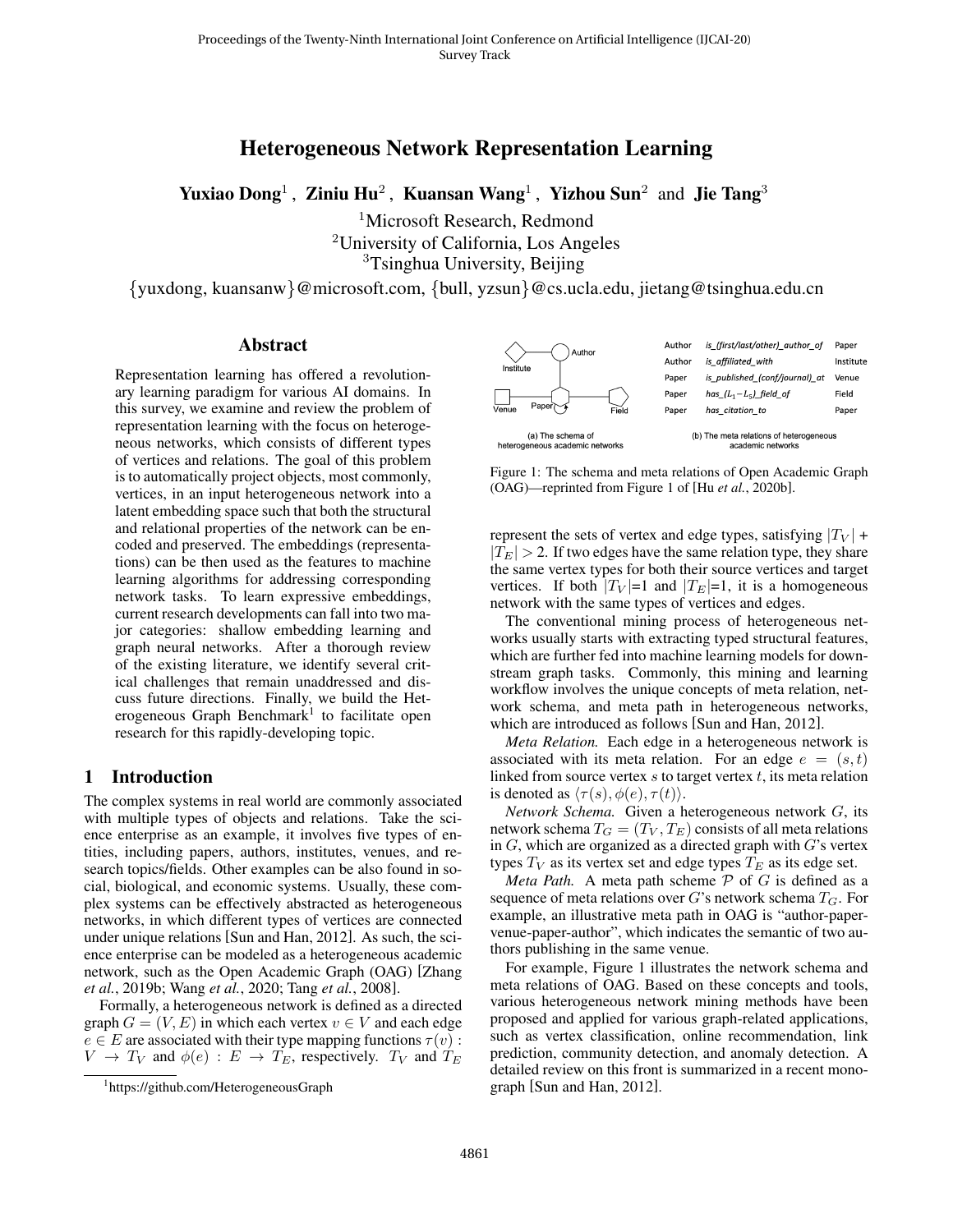# Heterogeneous Network Representation Learning

**Yuxiao Dong**[1], **Ziniu Hu**[2], **Kuansan Wang**[1], **Yizhou Sun**[2] and **Jie Tang**[3]

[1]Microsoft Research, Redmond
[2]University of California, Los Angeles
[3]Tsinghua University, Beijing

{yuxdong, kuansanw}@microsoft.com, {bull, yzsun}@cs.ucla.edu, jietang@tsinghua.edu.cn

## Abstract

Representation learning has offered a revolutionary learning paradigm for various AI domains. In this survey, we examine and review the problem of representation learning with the focus on heterogeneous networks, which consists of different types of vertices and relations. The goal of this problem is to automatically project objects, most commonly, vertices, in an input heterogeneous network into a latent embedding space such that both the structural and relational properties of the network can be encoded and preserved. The embeddings (representations) can be then used as the features to machine learning algorithms for addressing corresponding network tasks. To learn expressive embeddings, current research developments can fall into two major categories: shallow embedding learning and graph neural networks. After a thorough review of the existing literature, we identify several critical challenges that remain unaddressed and discuss future directions. Finally, we build the Heterogeneous Graph Benchmark[1] to facilitate open research for this rapidly-developing topic.

## 1 Introduction

The complex systems in real world are commonly associated with multiple types of objects and relations. Take the science enterprise as an example, it involves five types of entities, including papers, authors, institutes, venues, and research topics/fields. Other examples can be also found in social, biological, and economic systems. Usually, these complex systems can be effectively abstracted as heterogeneous networks, in which different types of vertices are connected under unique relations [Sun and Han, 2012]. As such, the science enterprise can be modeled as a heterogeneous academic network, such as the Open Academic Graph (OAG) [Zhang *et al.*, 2019b; Wang *et al.*, 2020; Tang *et al.*, 2008].

Formally, a heterogeneous network is defined as a directed graph $G = (V, E)$ in which each vertex $v \in V$ and each edge $e \in E$ are associated with their type mapping functions $\tau(v) : V \rightarrow T_V$ and $\phi(e) : E \rightarrow T_E$, respectively. $T_V$ and $T_E$ represent the sets of vertex and edge types, satisfying $|T_V| + |T_E| > 2$. If two edges have the same relation type, they share the same vertex types for both their source vertices and target vertices. If both $|T_V|$=1 and $|T_E|$=1, it is a homogeneous network with the same types of vertices and edges.

[1]https://github.com/HeterogeneousGraph

| | | |
|---|---|---|
| Author | *is_(first/last/other)_author_of* | Paper |
| Author | *is_affiliated_with* | Institute |
| Paper | *is_published_(conf/journal)_at* | Venue |
| Paper | *has_($L_1-L_5$)_field_of* | Field |
| Paper | *has_citation_to* | Paper |

(a) The schema of heterogeneous academic networks (b) The meta relations of heterogeneous academic networks

Figure 1: The schema and meta relations of Open Academic Graph (OAG)—reprinted from Figure 1 of [Hu *et al.*, 2020b].

The conventional mining process of heterogeneous networks usually starts with extracting typed structural features, which are further fed into machine learning models for downstream graph tasks. Commonly, this mining and learning workflow involves the unique concepts of meta relation, network schema, and meta path in heterogeneous networks, which are introduced as follows [Sun and Han, 2012].

*Meta Relation.* Each edge in a heterogeneous network is associated with its meta relation. For an edge $e = (s, t)$ linked from source vertex $s$ to target vertex $t$, its meta relation is denoted as $\langle \tau(s), \phi(e), \tau(t) \rangle$.

*Network Schema.* Given a heterogeneous network $G$, its network schema $T_G = (T_V, T_E)$ consists of all meta relations in $G$, which are organized as a directed graph with $G$'s vertex types $T_V$ as its vertex set and edge types $T_E$ as its edge set.

*Meta Path.* A meta path scheme $\mathcal{P}$ of $G$ is defined as a sequence of meta relations over $G$'s network schema $T_G$. For example, an illustrative meta path in OAG is "author-paper-venue-paper-author", which indicates the semantic of two authors publishing in the same venue.

For example, Figure 1 illustrates the network schema and meta relations of OAG. Based on these concepts and tools, various heterogeneous network mining methods have been proposed and applied for various graph-related applications, such as vertex classification, online recommendation, link prediction, community detection, and anomaly detection. A detailed review on this front is summarized in a recent monograph [Sun and Han, 2012].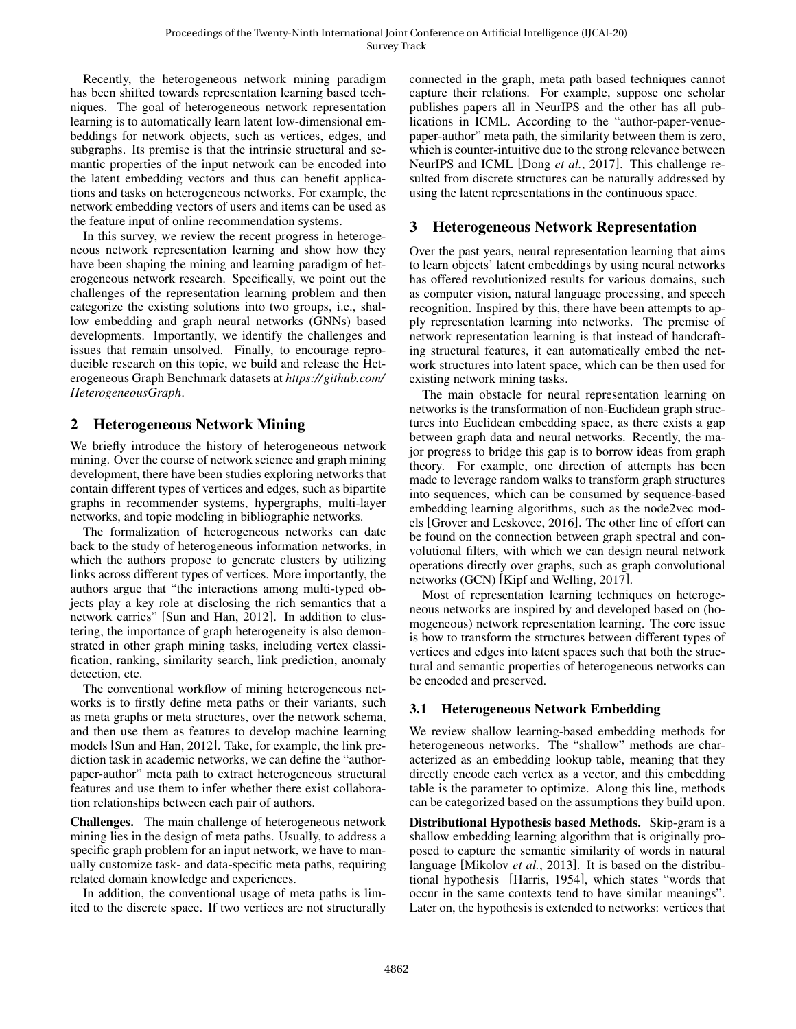Recently, the heterogeneous network mining paradigm has been shifted towards representation learning based techniques. The goal of heterogeneous network representation learning is to automatically learn latent low-dimensional embeddings for network objects, such as vertices, edges, and subgraphs. Its premise is that the intrinsic structural and semantic properties of the input network can be encoded into the latent embedding vectors and thus can benefit applications and tasks on heterogeneous networks. For example, the network embedding vectors of users and items can be used as the feature input of online recommendation systems.

In this survey, we review the recent progress in heterogeneous network representation learning and show how they have been shaping the mining and learning paradigm of heterogeneous network research. Specifically, we point out the challenges of the representation learning problem and then categorize the existing solutions into two groups, i.e., shallow embedding and graph neural networks (GNNs) based developments. Importantly, we identify the challenges and issues that remain unsolved. Finally, to encourage reproducible research on this topic, we build and release the Heterogeneous Graph Benchmark datasets at *https://github.com/HeterogeneousGraph*.

## 2 Heterogeneous Network Mining

We briefly introduce the history of heterogeneous network mining. Over the course of network science and graph mining development, there have been studies exploring networks that contain different types of vertices and edges, such as bipartite graphs in recommender systems, hypergraphs, multi-layer networks, and topic modeling in bibliographic networks.

The formalization of heterogeneous networks can date back to the study of heterogeneous information networks, in which the authors propose to generate clusters by utilizing links across different types of vertices. More importantly, the authors argue that "the interactions among multi-typed objects play a key role at disclosing the rich semantics that a network carries" [Sun and Han, 2012]. In addition to clustering, the importance of graph heterogeneity is also demonstrated in other graph mining tasks, including vertex classification, ranking, similarity search, link prediction, anomaly detection, etc.

The conventional workflow of mining heterogeneous networks is to firstly define meta paths or their variants, such as meta graphs or meta structures, over the network schema, and then use them as features to develop machine learning models [Sun and Han, 2012]. Take, for example, the link prediction task in academic networks, we can define the "author-paper-author" meta path to extract heterogeneous structural features and use them to infer whether there exist collaboration relationships between each pair of authors.

**Challenges.** The main challenge of heterogeneous network mining lies in the design of meta paths. Usually, to address a specific graph problem for an input network, we have to manually customize task- and data-specific meta paths, requiring related domain knowledge and experiences.

In addition, the conventional usage of meta paths is limited to the discrete space. If two vertices are not structurally connected in the graph, meta path based techniques cannot capture their relations. For example, suppose one scholar publishes papers all in NeurIPS and the other has all publications in ICML. According to the "author-paper-venue-paper-author" meta path, the similarity between them is zero, which is counter-intuitive due to the strong relevance between NeurIPS and ICML [Dong *et al.*, 2017]. This challenge resulted from discrete structures can be naturally addressed by using the latent representations in the continuous space.

## 3 Heterogeneous Network Representation

Over the past years, neural representation learning that aims to learn objects' latent embeddings by using neural networks has offered revolutionized results for various domains, such as computer vision, natural language processing, and speech recognition. Inspired by this, there have been attempts to apply representation learning into networks. The premise of network representation learning is that instead of handcrafting structural features, it can automatically embed the network structures into latent space, which can be then used for existing network mining tasks.

The main obstacle for neural representation learning on networks is the transformation of non-Euclidean graph structures into Euclidean embedding space, as there exists a gap between graph data and neural networks. Recently, the major progress to bridge this gap is to borrow ideas from graph theory. For example, one direction of attempts has been made to leverage random walks to transform graph structures into sequences, which can be consumed by sequence-based embedding learning algorithms, such as the node2vec models [Grover and Leskovec, 2016]. The other line of effort can be found on the connection between graph spectral and convolutional filters, with which we can design neural network operations directly over graphs, such as graph convolutional networks (GCN) [Kipf and Welling, 2017].

Most of representation learning techniques on heterogeneous networks are inspired by and developed based on (homogeneous) network representation learning. The core issue is how to transform the structures between different types of vertices and edges into latent spaces such that both the structural and semantic properties of heterogeneous networks can be encoded and preserved.

### 3.1 Heterogeneous Network Embedding

We review shallow learning-based embedding methods for heterogeneous networks. The "shallow" methods are characterized as an embedding lookup table, meaning that they directly encode each vertex as a vector, and this embedding table is the parameter to optimize. Along this line, methods can be categorized based on the assumptions they build upon.

**Distributional Hypothesis based Methods.** Skip-gram is a shallow embedding learning algorithm that is originally proposed to capture the semantic similarity of words in natural language [Mikolov *et al.*, 2013]. It is based on the distributional hypothesis [Harris, 1954], which states "words that occur in the same contexts tend to have similar meanings". Later on, the hypothesis is extended to networks: vertices that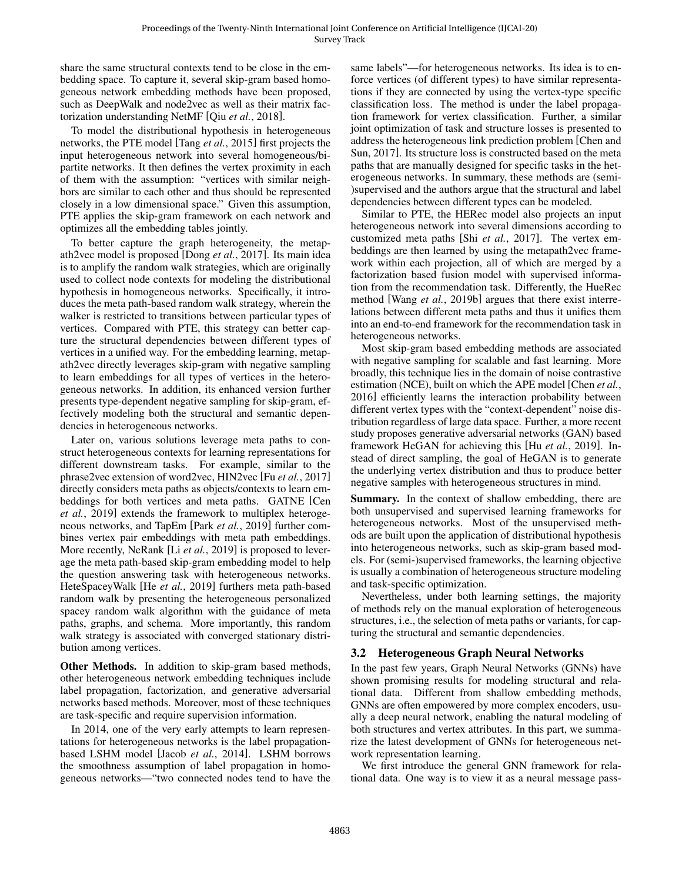share the same structural contexts tend to be close in the embedding space. To capture it, several skip-gram based homogeneous network embedding methods have been proposed, such as DeepWalk and node2vec as well as their matrix factorization understanding NetMF [Qiu *et al.*, 2018].

To model the distributional hypothesis in heterogeneous networks, the PTE model [Tang *et al.*, 2015] first projects the input heterogeneous network into several homogeneous/bipartite networks. It then defines the vertex proximity in each of them with the assumption: "vertices with similar neighbors are similar to each other and thus should be represented closely in a low dimensional space." Given this assumption, PTE applies the skip-gram framework on each network and optimizes all the embedding tables jointly.

To better capture the graph heterogeneity, the metapath2vec model is proposed [Dong *et al.*, 2017]. Its main idea is to amplify the random walk strategies, which are originally used to collect node contexts for modeling the distributional hypothesis in homogeneous networks. Specifically, it introduces the meta path-based random walk strategy, wherein the walker is restricted to transitions between particular types of vertices. Compared with PTE, this strategy can better capture the structural dependencies between different types of vertices in a unified way. For the embedding learning, metapath2vec directly leverages skip-gram with negative sampling to learn embeddings for all types of vertices in the heterogeneous networks. In addition, its enhanced version further presents type-dependent negative sampling for skip-gram, effectively modeling both the structural and semantic dependencies in heterogeneous networks.

Later on, various solutions leverage meta paths to construct heterogeneous contexts for learning representations for different downstream tasks. For example, similar to the phrase2vec extension of word2vec, HIN2vec [Fu *et al.*, 2017] directly considers meta paths as objects/contexts to learn embeddings for both vertices and meta paths. GATNE [Cen *et al.*, 2019] extends the framework to multiplex heterogeneous networks, and TapEm [Park *et al.*, 2019] further combines vertex pair embeddings with meta path embeddings. More recently, NeRank [Li *et al.*, 2019] is proposed to leverage the meta path-based skip-gram embedding model to help the question answering task with heterogeneous networks. HeteSpaceyWalk [He *et al.*, 2019] furthers meta path-based random walk by presenting the heterogeneous personalized spacey random walk algorithm with the guidance of meta paths, graphs, and schema. More importantly, this random walk strategy is associated with converged stationary distribution among vertices.

**Other Methods.** In addition to skip-gram based methods, other heterogeneous network embedding techniques include label propagation, factorization, and generative adversarial networks based methods. Moreover, most of these techniques are task-specific and require supervision information.

In 2014, one of the very early attempts to learn representations for heterogeneous networks is the label propagation-based LSHM model [Jacob *et al.*, 2014]. LSHM borrows the smoothness assumption of label propagation in homogeneous networks—"two connected nodes tend to have the same labels"—for heterogeneous networks. Its idea is to enforce vertices (of different types) to have similar representations if they are connected by using the vertex-type specific classification loss. The method is under the label propagation framework for vertex classification. Further, a similar joint optimization of task and structure losses is presented to address the heterogeneous link prediction problem [Chen and Sun, 2017]. Its structure loss is constructed based on the meta paths that are manually designed for specific tasks in the heterogeneous networks. In summary, these methods are (semi-)supervised and the authors argue that the structural and label dependencies between different types can be modeled.

Similar to PTE, the HERec model also projects an input heterogeneous network into several dimensions according to customized meta paths [Shi *et al.*, 2017]. The vertex embeddings are then learned by using the metapath2vec framework within each projection, all of which are merged by a factorization based fusion model with supervised information from the recommendation task. Differently, the HueRec method [Wang *et al.*, 2019b] argues that there exist interrelations between different meta paths and thus it unifies them into an end-to-end framework for the recommendation task in heterogeneous networks.

Most skip-gram based embedding methods are associated with negative sampling for scalable and fast learning. More broadly, this technique lies in the domain of noise contrastive estimation (NCE), built on which the APE model [Chen *et al.*, 2016] efficiently learns the interaction probability between different vertex types with the "context-dependent" noise distribution regardless of large data space. Further, a more recent study proposes generative adversarial networks (GAN) based framework HeGAN for achieving this [Hu *et al.*, 2019]. Instead of direct sampling, the goal of HeGAN is to generate the underlying vertex distribution and thus to produce better negative samples with heterogeneous structures in mind.

**Summary.** In the context of shallow embedding, there are both unsupervised and supervised learning frameworks for heterogeneous networks. Most of the unsupervised methods are built upon the application of distributional hypothesis into heterogeneous networks, such as skip-gram based models. For (semi-)supervised frameworks, the learning objective is usually a combination of heterogeneous structure modeling and task-specific optimization.

Nevertheless, under both learning settings, the majority of methods rely on the manual exploration of heterogeneous structures, i.e., the selection of meta paths or variants, for capturing the structural and semantic dependencies.

### 3.2 Heterogeneous Graph Neural Networks

In the past few years, Graph Neural Networks (GNNs) have shown promising results for modeling structural and relational data. Different from shallow embedding methods, GNNs are often empowered by more complex encoders, usually a deep neural network, enabling the natural modeling of both structures and vertex attributes. In this part, we summarize the latest development of GNNs for heterogeneous network representation learning.

We first introduce the general GNN framework for relational data. One way is to view it as a neural message pass-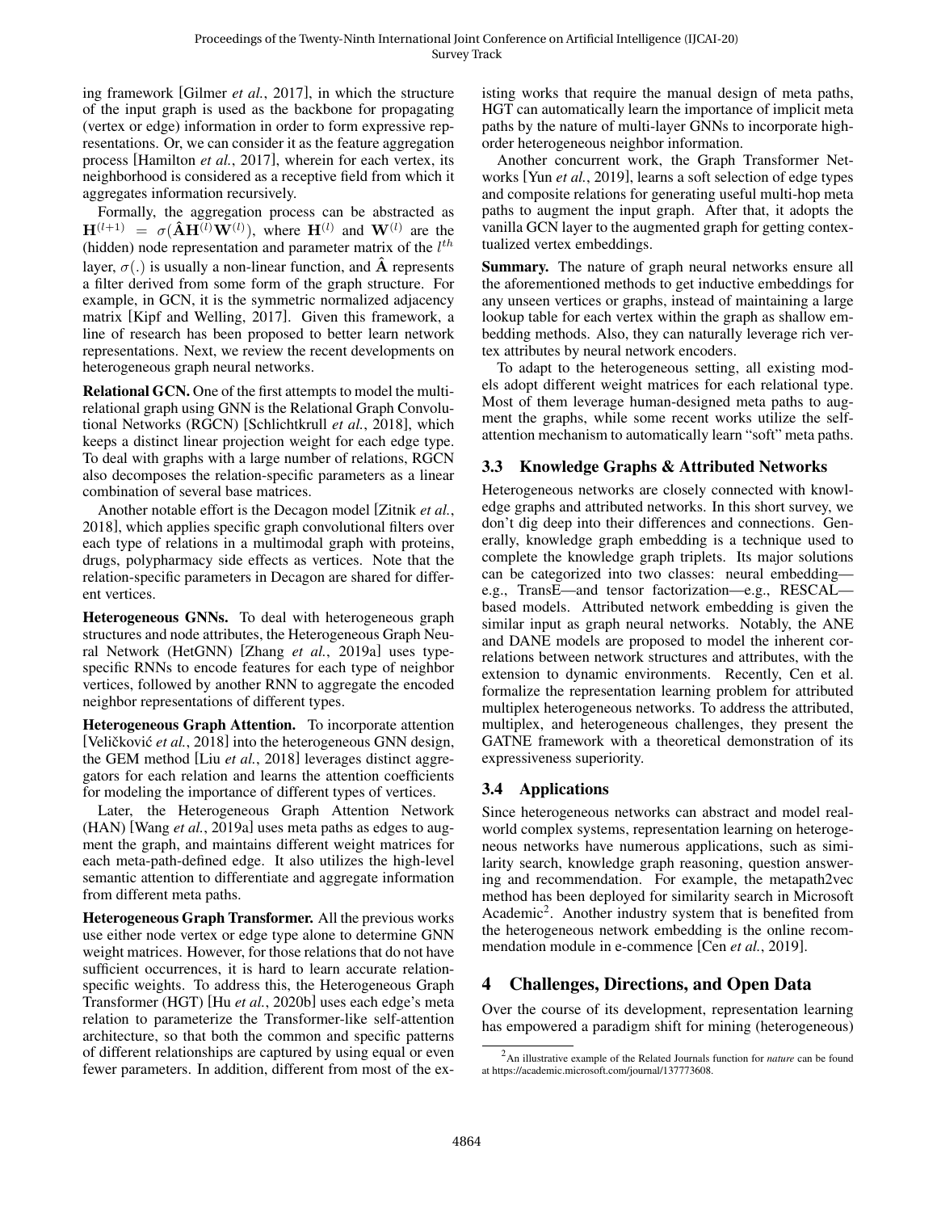ing framework [Gilmer *et al.*, 2017], in which the structure of the input graph is used as the backbone for propagating (vertex or edge) information in order to form expressive representations. Or, we can consider it as the feature aggregation process [Hamilton *et al.*, 2017], wherein for each vertex, its neighborhood is considered as a receptive field from which it aggregates information recursively.

Formally, the aggregation process can be abstracted as $\mathbf{H}^{(l+1)} = \sigma(\hat{\mathbf{A}}\mathbf{H}^{(l)}\mathbf{W}^{(l)})$, where $\mathbf{H}^{(l)}$ and $\mathbf{W}^{(l)}$ are the (hidden) node representation and parameter matrix of the $l^{th}$ layer, $\sigma(.)$ is usually a non-linear function, and $\hat{\mathbf{A}}$ represents a filter derived from some form of the graph structure. For example, in GCN, it is the symmetric normalized adjacency matrix [Kipf and Welling, 2017]. Given this framework, a line of research has been proposed to better learn network representations. Next, we review the recent developments on heterogeneous graph neural networks.

**Relational GCN.** One of the first attempts to model the multi-relational graph using GNN is the Relational Graph Convolutional Networks (RGCN) [Schlichtkrull *et al.*, 2018], which keeps a distinct linear projection weight for each edge type. To deal with graphs with a large number of relations, RGCN also decomposes the relation-specific parameters as a linear combination of several base matrices.

Another notable effort is the Decagon model [Zitnik *et al.*, 2018], which applies specific graph convolutional filters over each type of relations in a multimodal graph with proteins, drugs, polypharmacy side effects as vertices. Note that the relation-specific parameters in Decagon are shared for different vertices.

**Heterogeneous GNNs.** To deal with heterogeneous graph structures and node attributes, the Heterogeneous Graph Neural Network (HetGNN) [Zhang *et al.*, 2019a] uses type-specific RNNs to encode features for each type of neighbor vertices, followed by another RNN to aggregate the encoded neighbor representations of different types.

**Heterogeneous Graph Attention.** To incorporate attention [Veličković *et al.*, 2018] into the heterogeneous GNN design, the GEM method [Liu *et al.*, 2018] leverages distinct aggregators for each relation and learns the attention coefficients for modeling the importance of different types of vertices.

Later, the Heterogeneous Graph Attention Network (HAN) [Wang *et al.*, 2019a] uses meta paths as edges to augment the graph, and maintains different weight matrices for each meta-path-defined edge. It also utilizes the high-level semantic attention to differentiate and aggregate information from different meta paths.

**Heterogeneous Graph Transformer.** All the previous works use either node vertex or edge type alone to determine GNN weight matrices. However, for those relations that do not have sufficient occurrences, it is hard to learn accurate relation-specific weights. To address this, the Heterogeneous Graph Transformer (HGT) [Hu *et al.*, 2020b] uses each edge's meta relation to parameterize the Transformer-like self-attention architecture, so that both the common and specific patterns of different relationships are captured by using equal or even fewer parameters. In addition, different from most of the existing works that require the manual design of meta paths, HGT can automatically learn the importance of implicit meta paths by the nature of multi-layer GNNs to incorporate high-order heterogeneous neighbor information.

Another concurrent work, the Graph Transformer Networks [Yun *et al.*, 2019], learns a soft selection of edge types and composite relations for generating useful multi-hop meta paths to augment the input graph. After that, it adopts the vanilla GCN layer to the augmented graph for getting contextualized vertex embeddings.

**Summary.** The nature of graph neural networks ensure all the aforementioned methods to get inductive embeddings for any unseen vertices or graphs, instead of maintaining a large lookup table for each vertex within the graph as shallow embedding methods. Also, they can naturally leverage rich vertex attributes by neural network encoders.

To adapt to the heterogeneous setting, all existing models adopt different weight matrices for each relational type. Most of them leverage human-designed meta paths to augment the graphs, while some recent works utilize the self-attention mechanism to automatically learn "soft" meta paths.

### 3.3 Knowledge Graphs & Attributed Networks

Heterogeneous networks are closely connected with knowledge graphs and attributed networks. In this short survey, we don't dig deep into their differences and connections. Generally, knowledge graph embedding is a technique used to complete the knowledge graph triplets. Its major solutions can be categorized into two classes: neural embedding—e.g., TransE—and tensor factorization—e.g., RESCAL—based models. Attributed network embedding is given the similar input as graph neural networks. Notably, the ANE and DANE models are proposed to model the inherent correlations between network structures and attributes, with the extension to dynamic environments. Recently, Cen et al. formalize the representation learning problem for attributed multiplex heterogeneous networks. To address the attributed, multiplex, and heterogeneous challenges, they present the GATNE framework with a theoretical demonstration of its expressiveness superiority.

### 3.4 Applications

Since heterogeneous networks can abstract and model real-world complex systems, representation learning on heterogeneous networks have numerous applications, such as similarity search, knowledge graph reasoning, question answering and recommendation. For example, the metapath2vec method has been deployed for similarity search in Microsoft Academic[2]. Another industry system that is benefited from the heterogeneous network embedding is the online recommendation module in e-commence [Cen *et al.*, 2019].

## 4 Challenges, Directions, and Open Data

Over the course of its development, representation learning has empowered a paradigm shift for mining (heterogeneous)

[2] An illustrative example of the Related Journals function for *nature* can be found at https://academic.microsoft.com/journal/137773608.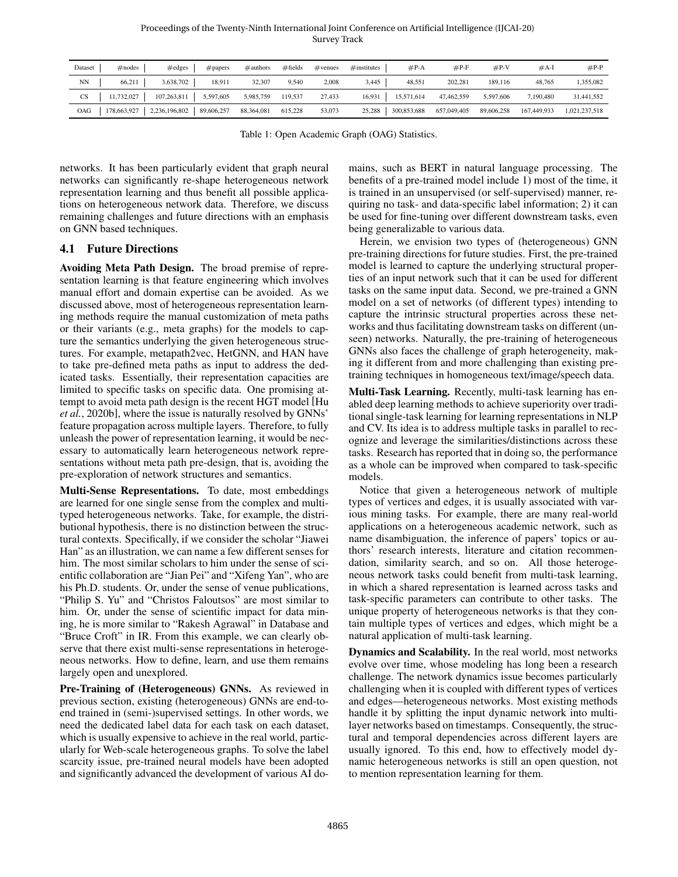| Dataset | #nodes | #edges | #papers | #authors | #fields | #venues | #institutes | #P-A | #P-F | #P-V | #A-I | #P-P |
|---|---|---|---|---|---|---|---|---|---|---|---|---|
| NN | 66,211 | 3,638,702 | 18,911 | 32,307 | 9,540 | 2,008 | 3,445 | 48,551 | 202,281 | 189,116 | 48,765 | 1,355,082 |
| CS | 11,732,027 | 107,263,811 | 5,597,605 | 5,985,759 | 119,537 | 27,433 | 16,931 | 15,571,614 | 47,462,559 | 5,597,606 | 7,190,480 | 31,441,552 |
| OAG | 178,663,927 | 2,236,196,802 | 89,606,257 | 88,364,081 | 615,228 | 53,073 | 25,288 | 300,853,688 | 657,049,405 | 89,606,258 | 167,449,933 | 1,021,237,518 |

Table 1: Open Academic Graph (OAG) Statistics.

networks. It has been particularly evident that graph neural networks can significantly re-shape heterogeneous network representation learning and thus benefit all possible applications on heterogeneous network data. Therefore, we discuss remaining challenges and future directions with an emphasis on GNN based techniques.

## 4.1 Future Directions

**Avoiding Meta Path Design.** The broad premise of representation learning is that feature engineering which involves manual effort and domain expertise can be avoided. As we discussed above, most of heterogeneous representation learning methods require the manual customization of meta paths or their variants (e.g., meta graphs) for the models to capture the semantics underlying the given heterogeneous structures. For example, metapath2vec, HetGNN, and HAN have to take pre-defined meta paths as input to address the dedicated tasks. Essentially, their representation capacities are limited to specific tasks on specific data. One promising attempt to avoid meta path design is the recent HGT model [Hu *et al.*, 2020b], where the issue is naturally resolved by GNNs' feature propagation across multiple layers. Therefore, to fully unleash the power of representation learning, it would be necessary to automatically learn heterogeneous network representations without meta path pre-design, that is, avoiding the pre-exploration of network structures and semantics.

**Multi-Sense Representations.** To date, most embeddings are learned for one single sense from the complex and multi-typed heterogeneous networks. Take, for example, the distributional hypothesis, there is no distinction between the structural contexts. Specifically, if we consider the scholar "Jiawei Han" as an illustration, we can name a few different senses for him. The most similar scholars to him under the sense of scientific collaboration are "Jian Pei" and "Xifeng Yan", who are his Ph.D. students. Or, under the sense of venue publications, "Philip S. Yu" and "Christos Faloutsos" are most similar to him. Or, under the sense of scientific impact for data mining, he is more similar to "Rakesh Agrawal" in Database and "Bruce Croft" in IR. From this example, we can clearly observe that there exist multi-sense representations in heterogeneous networks. How to define, learn, and use them remains largely open and unexplored.

**Pre-Training of (Heterogeneous) GNNs.** As reviewed in previous section, existing (heterogeneous) GNNs are end-to-end trained in (semi-)supervised settings. In other words, we need the dedicated label data for each task on each dataset, which is usually expensive to achieve in the real world, particularly for Web-scale heterogeneous graphs. To solve the label scarcity issue, pre-trained neural models have been adopted and significantly advanced the development of various AI domains, such as BERT in natural language processing. The benefits of a pre-trained model include 1) most of the time, it is trained in an unsupervised (or self-supervised) manner, requiring no task- and data-specific label information; 2) it can be used for fine-tuning over different downstream tasks, even being generalizable to various data.

Herein, we envision two types of (heterogeneous) GNN pre-training directions for future studies. First, the pre-trained model is learned to capture the underlying structural properties of an input network such that it can be used for different tasks on the same input data. Second, we pre-trained a GNN model on a set of networks (of different types) intending to capture the intrinsic structural properties across these networks and thus facilitating downstream tasks on different (unseen) networks. Naturally, the pre-training of heterogeneous GNNs also faces the challenge of graph heterogeneity, making it different from and more challenging than existing pre-training techniques in homogeneous text/image/speech data.

**Multi-Task Learning.** Recently, multi-task learning has enabled deep learning methods to achieve superiority over traditional single-task learning for learning representations in NLP and CV. Its idea is to address multiple tasks in parallel to recognize and leverage the similarities/distinctions across these tasks. Research has reported that in doing so, the performance as a whole can be improved when compared to task-specific models.

Notice that given a heterogeneous network of multiple types of vertices and edges, it is usually associated with various mining tasks. For example, there are many real-world applications on a heterogeneous academic network, such as name disambiguation, the inference of papers' topics or authors' research interests, literature and citation recommendation, similarity search, and so on. All those heterogeneous network tasks could benefit from multi-task learning, in which a shared representation is learned across tasks and task-specific parameters can contribute to other tasks. The unique property of heterogeneous networks is that they contain multiple types of vertices and edges, which might be a natural application of multi-task learning.

**Dynamics and Scalability.** In the real world, most networks evolve over time, whose modeling has long been a research challenge. The network dynamics issue becomes particularly challenging when it is coupled with different types of vertices and edges—heterogeneous networks. Most existing methods handle it by splitting the input dynamic network into multi-layer networks based on timestamps. Consequently, the structural and temporal dependencies across different layers are usually ignored. To this end, how to effectively model dynamic heterogeneous networks is still an open question, not to mention representation learning for them.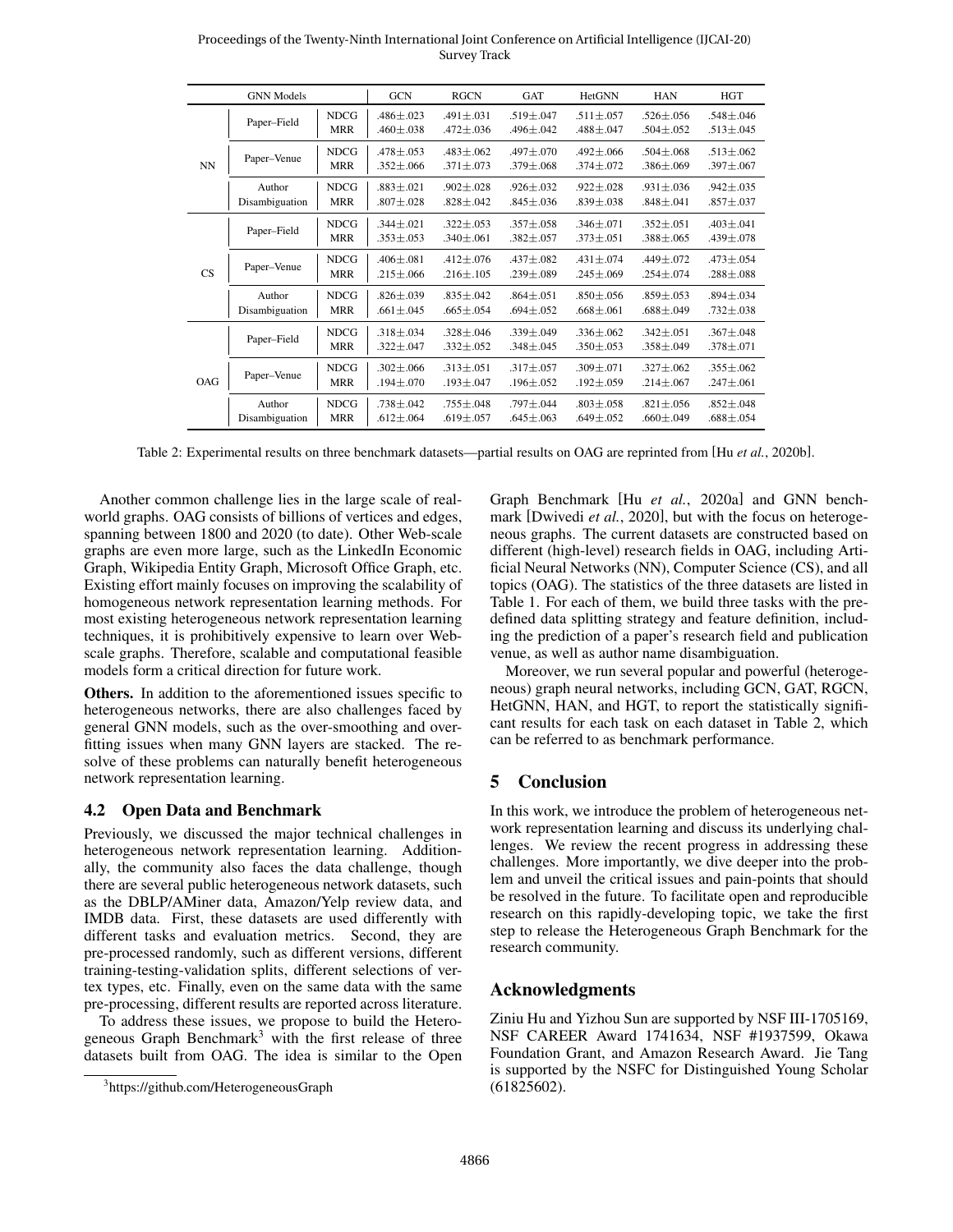| GNN Models | | | GCN | RGCN | GAT | HetGNN | HAN | HGT |
|---|---|---|---|---|---|---|---|---|
| NN | Paper–Field | NDCG | .486±.023 | .491±.031 | .519±.047 | .511±.057 | .526±.056 | .548±.046 |
| | | MRR | .460±.038 | .472±.036 | .496±.042 | .488±.047 | .504±.052 | .513±.045 |
| | Paper–Venue | NDCG | .478±.053 | .483±.062 | .497±.070 | .492±.066 | .504±.068 | .513±.062 |
| | | MRR | .352±.066 | .371±.073 | .379±.068 | .374±.072 | .386±.069 | .397±.067 |
| | Author Disambiguation | NDCG | .883±.021 | .902±.028 | .926±.032 | .922±.028 | .931±.036 | .942±.035 |
| | | MRR | .807±.028 | .828±.042 | .845±.036 | .839±.038 | .848±.041 | .857±.037 |
| CS | Paper–Field | NDCG | .344±.021 | .322±.053 | .357±.058 | .346±.071 | .352±.051 | .403±.041 |
| | | MRR | .353±.053 | .340±.061 | .382±.057 | .373±.051 | .388±.065 | .439±.078 |
| | Paper–Venue | NDCG | .406±.081 | .412±.076 | .437±.082 | .431±.074 | .449±.072 | .473±.054 |
| | | MRR | .215±.066 | .216±.105 | .239±.089 | .245±.069 | .254±.074 | .288±.088 |
| | Author Disambiguation | NDCG | .826±.039 | .835±.042 | .864±.051 | .850±.056 | .859±.053 | .894±.034 |
| | | MRR | .661±.045 | .665±.054 | .694±.052 | .668±.061 | .688±.049 | .732±.038 |
| OAG | Paper–Field | NDCG | .318±.034 | .328±.046 | .339±.049 | .336±.062 | .342±.051 | .367±.048 |
| | | MRR | .322±.047 | .332±.052 | .348±.045 | .350±.053 | .358±.049 | .378±.071 |
| | Paper–Venue | NDCG | .302±.066 | .313±.051 | .317±.057 | .309±.071 | .327±.062 | .355±.062 |
| | | MRR | .194±.070 | .193±.047 | .196±.052 | .192±.059 | .214±.067 | .247±.061 |
| | Author Disambiguation | NDCG | .738±.042 | .755±.048 | .797±.044 | .803±.058 | .821±.056 | .852±.048 |
| | | MRR | .612±.064 | .619±.057 | .645±.063 | .649±.052 | .660±.049 | .688±.054 |

Table 2: Experimental results on three benchmark datasets—partial results on OAG are reprinted from [Hu *et al.*, 2020b].

Another common challenge lies in the large scale of real-world graphs. OAG consists of billions of vertices and edges, spanning between 1800 and 2020 (to date). Other Web-scale graphs are even more large, such as the LinkedIn Economic Graph, Wikipedia Entity Graph, Microsoft Office Graph, etc. Existing effort mainly focuses on improving the scalability of homogeneous network representation learning methods. For most existing heterogeneous network representation learning techniques, it is prohibitively expensive to learn over Web-scale graphs. Therefore, scalable and computational feasible models form a critical direction for future work.

**Others.** In addition to the aforementioned issues specific to heterogeneous networks, there are also challenges faced by general GNN models, such as the over-smoothing and over-fitting issues when many GNN layers are stacked. The resolve of these problems can naturally benefit heterogeneous network representation learning.

## 4.2 Open Data and Benchmark

Previously, we discussed the major technical challenges in heterogeneous network representation learning. Additionally, the community also faces the data challenge, though there are several public heterogeneous network datasets, such as the DBLP/AMiner data, Amazon/Yelp review data, and IMDB data. First, these datasets are used differently with different tasks and evaluation metrics. Second, they are pre-processed randomly, such as different versions, different training-testing-validation splits, different selections of vertex types, etc. Finally, even on the same data with the same pre-processing, different results are reported across literature.

To address these issues, we propose to build the Heterogeneous Graph Benchmark[3] with the first release of three datasets built from OAG. The idea is similar to the Open Graph Benchmark [Hu *et al.*, 2020a] and GNN benchmark [Dwivedi *et al.*, 2020], but with the focus on heterogeneous graphs. The current datasets are constructed based on different (high-level) research fields in OAG, including Artificial Neural Networks (NN), Computer Science (CS), and all topics (OAG). The statistics of the three datasets are listed in Table 1. For each of them, we build three tasks with the predefined data splitting strategy and feature definition, including the prediction of a paper's research field and publication venue, as well as author name disambiguation.

Moreover, we run several popular and powerful (heterogeneous) graph neural networks, including GCN, GAT, RGCN, HetGNN, HAN, and HGT, to report the statistically significant results for each task on each dataset in Table 2, which can be referred to as benchmark performance.

[3] https://github.com/HeterogeneousGraph

# 5 Conclusion

In this work, we introduce the problem of heterogeneous network representation learning and discuss its underlying challenges. We review the recent progress in addressing these challenges. More importantly, we dive deeper into the problem and unveil the critical issues and pain-points that should be resolved in the future. To facilitate open and reproducible research on this rapidly-developing topic, we take the first step to release the Heterogeneous Graph Benchmark for the research community.

# Acknowledgments

Ziniu Hu and Yizhou Sun are supported by NSF III-1705169, NSF CAREER Award 1741634, NSF #1937599, Okawa Foundation Grant, and Amazon Research Award. Jie Tang is supported by the NSFC for Distinguished Young Scholar (61825602).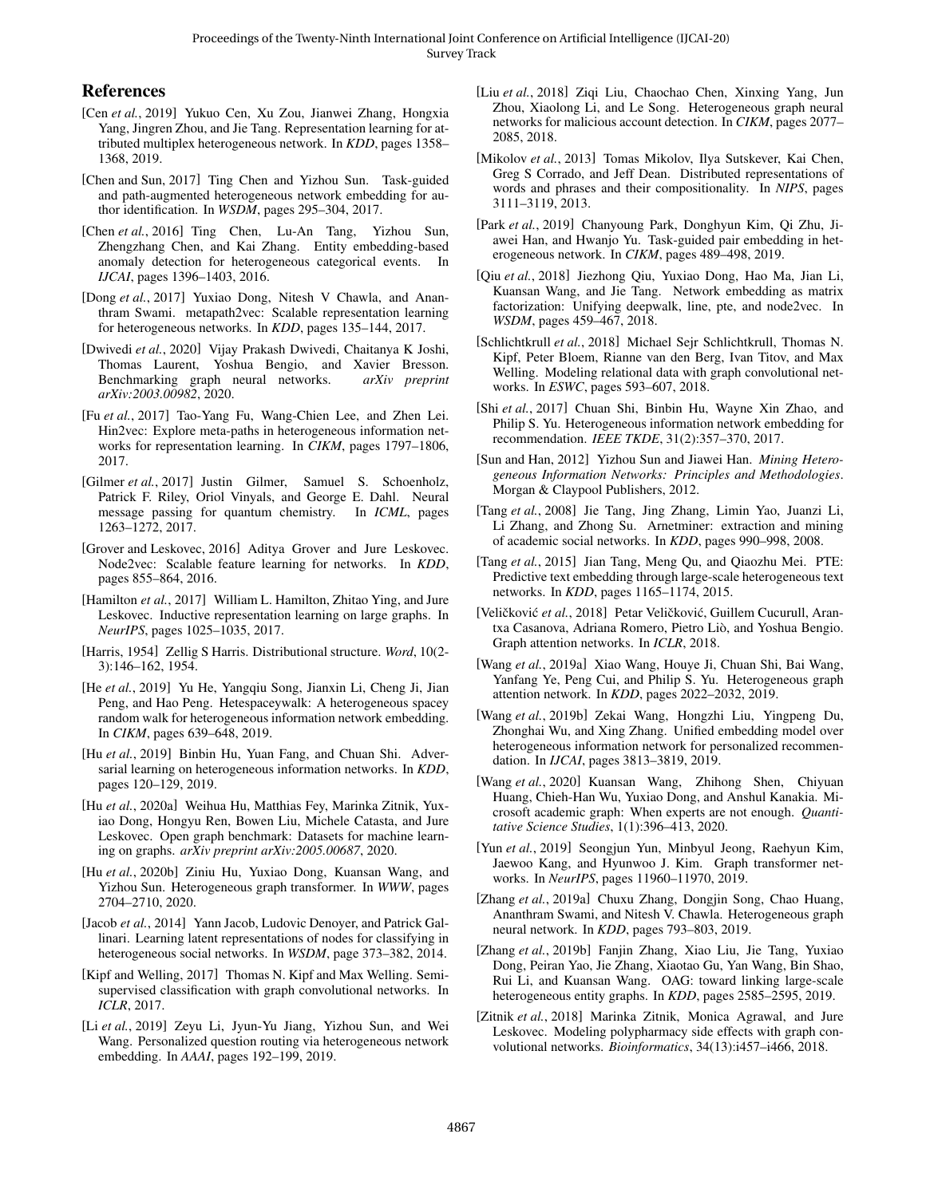# References

[Cen *et al.*, 2019] Yukuo Cen, Xu Zou, Jianwei Zhang, Hongxia Yang, Jingren Zhou, and Jie Tang. Representation learning for attributed multiplex heterogeneous network. In *KDD*, pages 1358–1368, 2019.

[Chen and Sun, 2017] Ting Chen and Yizhou Sun. Task-guided and path-augmented heterogeneous network embedding for author identification. In *WSDM*, pages 295–304, 2017.

[Chen *et al.*, 2016] Ting Chen, Lu-An Tang, Yizhou Sun, Zhengzhang Chen, and Kai Zhang. Entity embedding-based anomaly detection for heterogeneous categorical events. In *IJCAI*, pages 1396–1403, 2016.

[Dong *et al.*, 2017] Yuxiao Dong, Nitesh V Chawla, and Ananthram Swami. metapath2vec: Scalable representation learning for heterogeneous networks. In *KDD*, pages 135–144, 2017.

[Dwivedi *et al.*, 2020] Vijay Prakash Dwivedi, Chaitanya K Joshi, Thomas Laurent, Yoshua Bengio, and Xavier Bresson. Benchmarking graph neural networks. *arXiv preprint arXiv:2003.00982*, 2020.

[Fu *et al.*, 2017] Tao-Yang Fu, Wang-Chien Lee, and Zhen Lei. Hin2vec: Explore meta-paths in heterogeneous information networks for representation learning. In *CIKM*, pages 1797–1806, 2017.

[Gilmer *et al.*, 2017] Justin Gilmer, Samuel S. Schoenholz, Patrick F. Riley, Oriol Vinyals, and George E. Dahl. Neural message passing for quantum chemistry. In *ICML*, pages 1263–1272, 2017.

[Grover and Leskovec, 2016] Aditya Grover and Jure Leskovec. Node2vec: Scalable feature learning for networks. In *KDD*, pages 855–864, 2016.

[Hamilton *et al.*, 2017] William L. Hamilton, Zhitao Ying, and Jure Leskovec. Inductive representation learning on large graphs. In *NeurIPS*, pages 1025–1035, 2017.

[Harris, 1954] Zellig S Harris. Distributional structure. *Word*, 10(2-3):146–162, 1954.

[He *et al.*, 2019] Yu He, Yangqiu Song, Jianxin Li, Cheng Ji, Jian Peng, and Hao Peng. Hetespaceywalk: A heterogeneous spacey random walk for heterogeneous information network embedding. In *CIKM*, pages 639–648, 2019.

[Hu *et al.*, 2019] Binbin Hu, Yuan Fang, and Chuan Shi. Adversarial learning on heterogeneous information networks. In *KDD*, pages 120–129, 2019.

[Hu *et al.*, 2020a] Weihua Hu, Matthias Fey, Marinka Zitnik, Yuxiao Dong, Hongyu Ren, Bowen Liu, Michele Catasta, and Jure Leskovec. Open graph benchmark: Datasets for machine learning on graphs. *arXiv preprint arXiv:2005.00687*, 2020.

[Hu *et al.*, 2020b] Ziniu Hu, Yuxiao Dong, Kuansan Wang, and Yizhou Sun. Heterogeneous graph transformer. In *WWW*, pages 2704–2710, 2020.

[Jacob *et al.*, 2014] Yann Jacob, Ludovic Denoyer, and Patrick Gallinari. Learning latent representations of nodes for classifying in heterogeneous social networks. In *WSDM*, page 373–382, 2014.

[Kipf and Welling, 2017] Thomas N. Kipf and Max Welling. Semi-supervised classification with graph convolutional networks. In *ICLR*, 2017.

[Li *et al.*, 2019] Zeyu Li, Jyun-Yu Jiang, Yizhou Sun, and Wei Wang. Personalized question routing via heterogeneous network embedding. In *AAAI*, pages 192–199, 2019.

[Liu *et al.*, 2018] Ziqi Liu, Chaochao Chen, Xinxing Yang, Jun Zhou, Xiaolong Li, and Le Song. Heterogeneous graph neural networks for malicious account detection. In *CIKM*, pages 2077–2085, 2018.

[Mikolov *et al.*, 2013] Tomas Mikolov, Ilya Sutskever, Kai Chen, Greg S Corrado, and Jeff Dean. Distributed representations of words and phrases and their compositionality. In *NIPS*, pages 3111–3119, 2013.

[Park *et al.*, 2019] Chanyoung Park, Donghyun Kim, Qi Zhu, Jiawei Han, and Hwanjo Yu. Task-guided pair embedding in heterogeneous network. In *CIKM*, pages 489–498, 2019.

[Qiu *et al.*, 2018] Jiezhong Qiu, Yuxiao Dong, Hao Ma, Jian Li, Kuansan Wang, and Jie Tang. Network embedding as matrix factorization: Unifying deepwalk, line, pte, and node2vec. In *WSDM*, pages 459–467, 2018.

[Schlichtkrull *et al.*, 2018] Michael Sejr Schlichtkrull, Thomas N. Kipf, Peter Bloem, Rianne van den Berg, Ivan Titov, and Max Welling. Modeling relational data with graph convolutional networks. In *ESWC*, pages 593–607, 2018.

[Shi *et al.*, 2017] Chuan Shi, Binbin Hu, Wayne Xin Zhao, and Philip S. Yu. Heterogeneous information network embedding for recommendation. *IEEE TKDE*, 31(2):357–370, 2017.

[Sun and Han, 2012] Yizhou Sun and Jiawei Han. *Mining Heterogeneous Information Networks: Principles and Methodologies*. Morgan & Claypool Publishers, 2012.

[Tang *et al.*, 2008] Jie Tang, Jing Zhang, Limin Yao, Juanzi Li, Li Zhang, and Zhong Su. Arnetminer: extraction and mining of academic social networks. In *KDD*, pages 990–998, 2008.

[Tang *et al.*, 2015] Jian Tang, Meng Qu, and Qiaozhu Mei. PTE: Predictive text embedding through large-scale heterogeneous text networks. In *KDD*, pages 1165–1174, 2015.

[Veličković *et al.*, 2018] Petar Veličković, Guillem Cucurull, Arantxa Casanova, Adriana Romero, Pietro Liò, and Yoshua Bengio. Graph attention networks. In *ICLR*, 2018.

[Wang *et al.*, 2019a] Xiao Wang, Houye Ji, Chuan Shi, Bai Wang, Yanfang Ye, Peng Cui, and Philip S. Yu. Heterogeneous graph attention network. In *KDD*, pages 2022–2032, 2019.

[Wang *et al.*, 2019b] Zekai Wang, Hongzhi Liu, Yingpeng Du, Zhonghai Wu, and Xing Zhang. Unified embedding model over heterogeneous information network for personalized recommendation. In *IJCAI*, pages 3813–3819, 2019.

[Wang *et al.*, 2020] Kuansan Wang, Zhihong Shen, Chiyuan Huang, Chieh-Han Wu, Yuxiao Dong, and Anshul Kanakia. Microsoft academic graph: When experts are not enough. *Quantitative Science Studies*, 1(1):396–413, 2020.

[Yun *et al.*, 2019] Seongjun Yun, Minbyul Jeong, Raehyun Kim, Jaewoo Kang, and Hyunwoo J. Kim. Graph transformer networks. In *NeurIPS*, pages 11960–11970, 2019.

[Zhang *et al.*, 2019a] Chuxu Zhang, Dongjin Song, Chao Huang, Ananthram Swami, and Nitesh V. Chawla. Heterogeneous graph neural network. In *KDD*, pages 793–803, 2019.

[Zhang *et al.*, 2019b] Fanjin Zhang, Xiao Liu, Jie Tang, Yuxiao Dong, Peiran Yao, Jie Zhang, Xiaotao Gu, Yan Wang, Bin Shao, Rui Li, and Kuansan Wang. OAG: toward linking large-scale heterogeneous entity graphs. In *KDD*, pages 2585–2595, 2019.

[Zitnik *et al.*, 2018] Marinka Zitnik, Monica Agrawal, and Jure Leskovec. Modeling polypharmacy side effects with graph convolutional networks. *Bioinformatics*, 34(13):i457–i466, 2018.